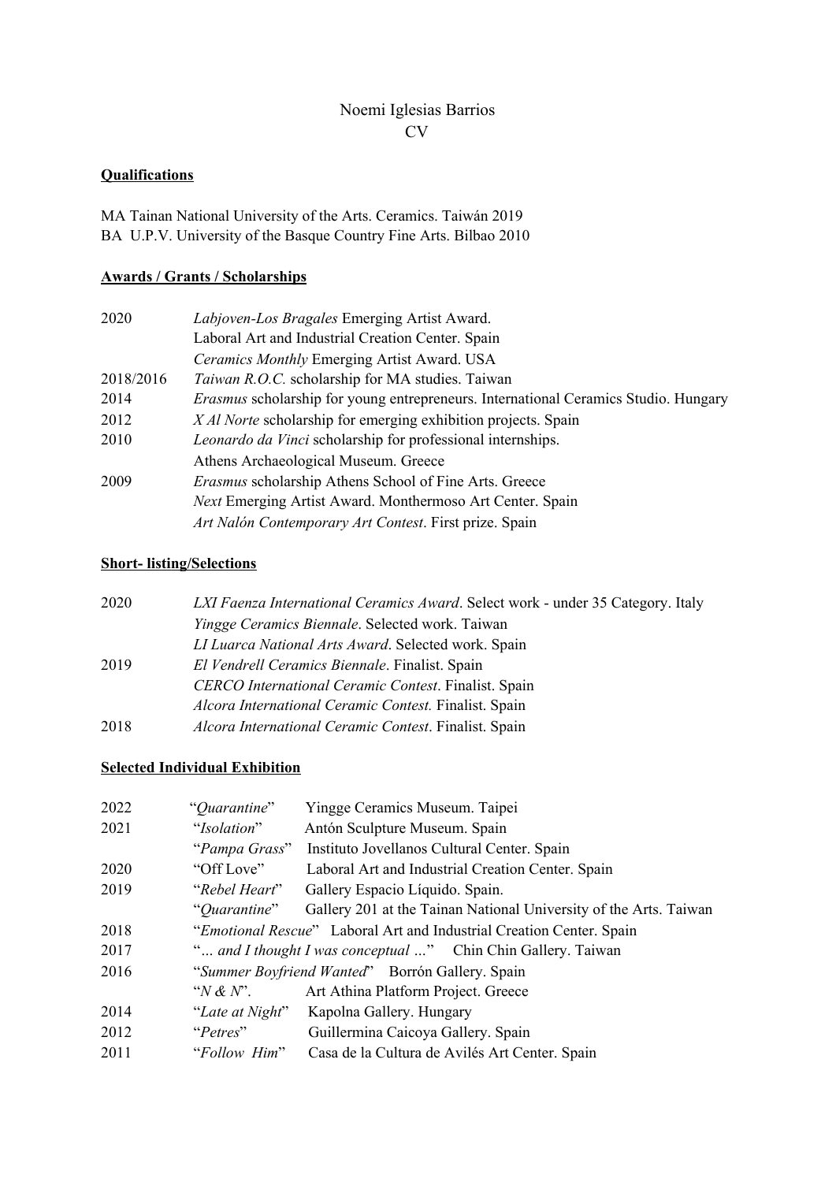# Noemi Iglesias Barrios
# CV

## Qualifications

MA Tainan National University of the Arts. Ceramics. Taiwán 2019
BA U.P.V. University of the Basque Country Fine Arts. Bilbao 2010

## Awards / Grants / Scholarships

| | |
|---|---|
| 2020 | *Labjoven-Los Bragales* Emerging Artist Award. Laboral Art and Industrial Creation Center. Spain |
| | *Ceramics Monthly* Emerging Artist Award. USA |
| 2018/2016 | *Taiwan R.O.C.* scholarship for MA studies. Taiwan |
| 2014 | *Erasmus* scholarship for young entrepreneurs. International Ceramics Studio. Hungary |
| 2012 | *X Al Norte* scholarship for emerging exhibition projects. Spain |
| 2010 | *Leonardo da Vinci* scholarship for professional internships. Athens Archaeological Museum. Greece |
| 2009 | *Erasmus* scholarship Athens School of Fine Arts. Greece |
| | *Next* Emerging Artist Award. Monthermoso Art Center. Spain |
| | *Art Nalón Contemporary Art Contest*. First prize. Spain |

## Short- listing/Selections

| | |
|---|---|
| 2020 | *LXI Faenza International Ceramics Award*. Select work - under 35 Category. Italy |
| | *Yingge Ceramics Biennale*. Selected work. Taiwan |
| | *LI Luarca National Arts Award*. Selected work. Spain |
| 2019 | *El Vendrell Ceramics Biennale*. Finalist. Spain |
| | *CERCO International Ceramic Contest*. Finalist. Spain |
| | *Alcora International Ceramic Contest.* Finalist. Spain |
| 2018 | *Alcora International Ceramic Contest*. Finalist. Spain |

## Selected Individual Exhibition

| | | |
|---|---|---|
| 2022 | "*Quarantine*" | Yingge Ceramics Museum. Taipei |
| 2021 | "*Isolation*" | Antón Sculpture Museum. Spain |
| | "*Pampa Grass*" | Instituto Jovellanos Cultural Center. Spain |
| 2020 | "Off Love" | Laboral Art and Industrial Creation Center. Spain |
| 2019 | "*Rebel Heart*" | Gallery Espacio Líquido. Spain. |
| | "*Quarantine*" | Gallery 201 at the Tainan National University of the Arts. Taiwan |
| 2018 | "*Emotional Rescue*" | Laboral Art and Industrial Creation Center. Spain |
| 2017 | "*... and I thought I was conceptual ...*" | Chin Chin Gallery. Taiwan |
| 2016 | "*Summer Boyfriend Wanted*" | Borrón Gallery. Spain |
| | "*N & N*". | Art Athina Platform Project. Greece |
| 2014 | "*Late at Night*" | Kapolna Gallery. Hungary |
| 2012 | "*Petres*" | Guillermina Caicoya Gallery. Spain |
| 2011 | "*Follow Him*" | Casa de la Cultura de Avilés Art Center. Spain |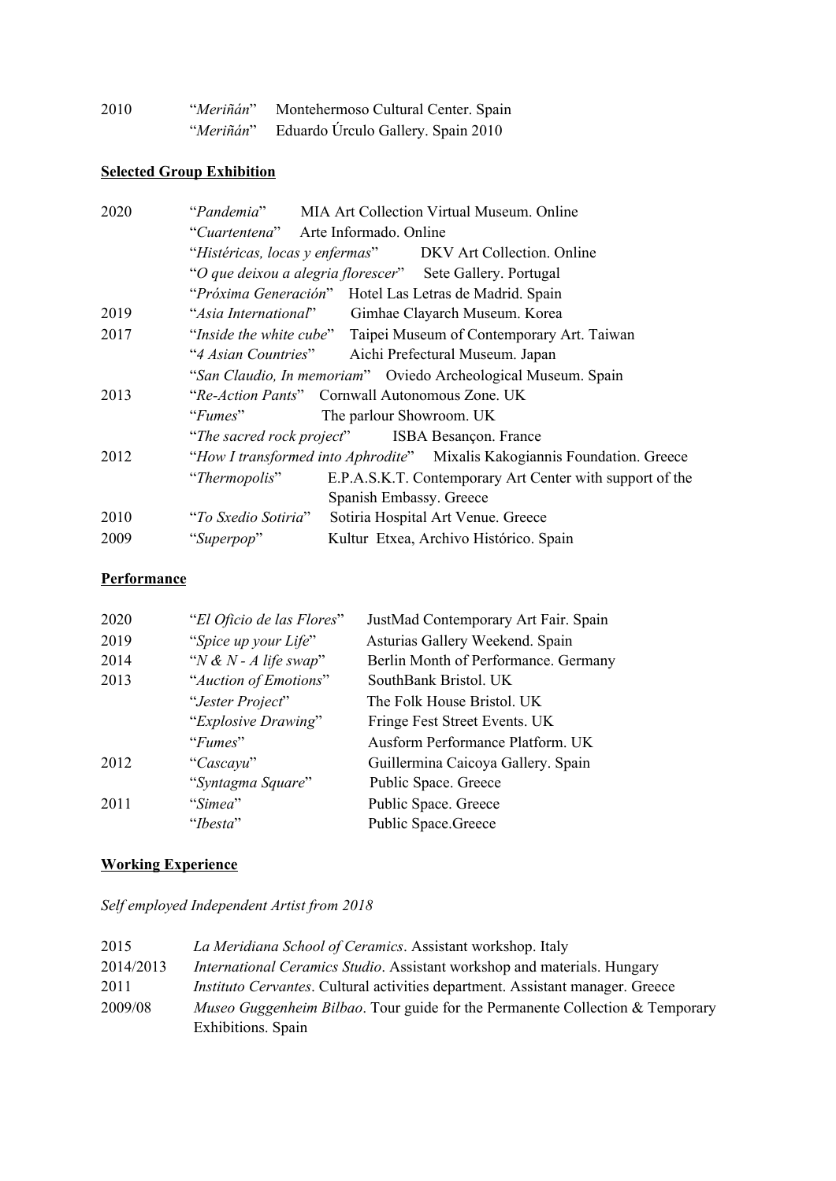| | | |
|---|---|---|
| 2010 | "*Meriñán*" | Montehermoso Cultural Center. Spain |
| | "*Meriñán*" | Eduardo Úrculo Gallery. Spain 2010 |

**Selected Group Exhibition**

| | | |
|---|---|---|
| 2020 | "*Pandemia*" | MIA Art Collection Virtual Museum. Online |
| | "*Cuartentena*" | Arte Informado. Online |
| | "*Histéricas, locas y enfermas*" | DKV Art Collection. Online |
| | "*O que deixou a alegria florescer*" | Sete Gallery. Portugal |
| | "*Próxima Generación*" | Hotel Las Letras de Madrid. Spain |
| 2019 | "*Asia International*" | Gimhae Clayarch Museum. Korea |
| 2017 | "*Inside the white cube*" | Taipei Museum of Contemporary Art. Taiwan |
| | "*4 Asian Countries*" | Aichi Prefectural Museum. Japan |
| | "*San Claudio, In memoriam*" | Oviedo Archeological Museum. Spain |
| 2013 | "*Re-Action Pants*" | Cornwall Autonomous Zone. UK |
| | "*Fumes*" | The parlour Showroom. UK |
| | "*The sacred rock project*" | ISBA Besançon. France |
| 2012 | "*How I transformed into Aphrodite*" | Mixalis Kakogiannis Foundation. Greece |
| | "*Thermopolis*" | E.P.A.S.K.T. Contemporary Art Center with support of the Spanish Embassy. Greece |
| 2010 | "*To Sxedio Sotiria*" | Sotiria Hospital Art Venue. Greece |
| 2009 | "*Superpop*" | Kultur Etxea, Archivo Histórico. Spain |

**Performance**

| | | |
|---|---|---|
| 2020 | "*El Oficio de las Flores*" | JustMad Contemporary Art Fair. Spain |
| 2019 | "*Spice up your Life*" | Asturias Gallery Weekend. Spain |
| 2014 | "*N & N - A life swap*" | Berlin Month of Performance. Germany |
| 2013 | "*Auction of Emotions*" | SouthBank Bristol. UK |
| | "*Jester Project*" | The Folk House Bristol. UK |
| | "*Explosive Drawing*" | Fringe Fest Street Events. UK |
| | "*Fumes*" | Ausform Performance Platform. UK |
| 2012 | "*Cascayu*" | Guillermina Caicoya Gallery. Spain |
| | "*Syntagma Square*" | Public Space. Greece |
| 2011 | "*Simea*" | Public Space. Greece |
| | "*Ibesta*" | Public Space.Greece |

**Working Experience**

*Self employed Independent Artist from 2018*

| | |
|---|---|
| 2015 | *La Meridiana School of Ceramics*. Assistant workshop. Italy |
| 2014/2013 | *International Ceramics Studio*. Assistant workshop and materials. Hungary |
| 2011 | *Instituto Cervantes*. Cultural activities department. Assistant manager. Greece |
| 2009/08 | *Museo Guggenheim Bilbao*. Tour guide for the Permanente Collection & Temporary Exhibitions. Spain |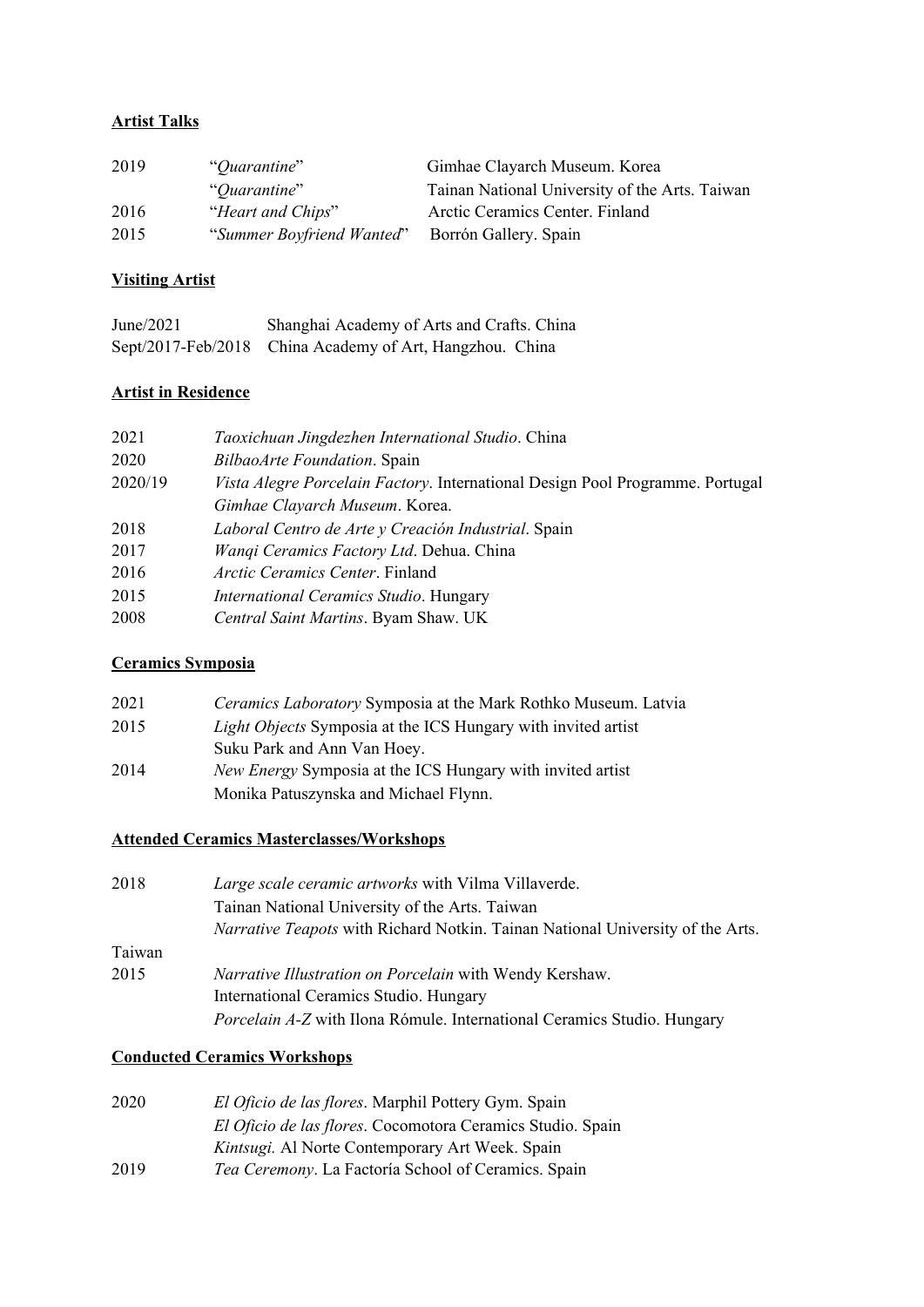## Artist Talks

| | | |
|---|---|---|
| 2019 | "*Quarantine*" | Gimhae Clayarch Museum. Korea |
| | "*Quarantine*" | Tainan National University of the Arts. Taiwan |
| 2016 | "*Heart and Chips*" | Arctic Ceramics Center. Finland |
| 2015 | "*Summer Boyfriend Wanted*" | Borrón Gallery. Spain |

## Visiting Artist

| | |
|---|---|
| June/2021 | Shanghai Academy of Arts and Crafts. China |
| Sept/2017-Feb/2018 | China Academy of Art, Hangzhou. China |

## Artist in Residence

| | |
|---|---|
| 2021 | *Taoxichuan Jingdezhen International Studio*. China |
| 2020 | *BilbaoArte Foundation*. Spain |
| 2020/19 | *Vista Alegre Porcelain Factory*. International Design Pool Programme. Portugal |
| | *Gimhae Clayarch Museum*. Korea. |
| 2018 | *Laboral Centro de Arte y Creación Industrial*. Spain |
| 2017 | *Wanqi Ceramics Factory Ltd*. Dehua. China |
| 2016 | *Arctic Ceramics Center*. Finland |
| 2015 | *International Ceramics Studio*. Hungary |
| 2008 | *Central Saint Martins*. Byam Shaw. UK |

## Ceramics Symposia

| | |
|---|---|
| 2021 | *Ceramics Laboratory* Symposia at the Mark Rothko Museum. Latvia |
| 2015 | *Light Objects* Symposia at the ICS Hungary with invited artist Suku Park and Ann Van Hoey. |
| 2014 | *New Energy* Symposia at the ICS Hungary with invited artist Monika Patuszynska and Michael Flynn. |

## Attended Ceramics Masterclasses/Workshops

| | |
|---|---|
| 2018 | *Large scale ceramic artworks* with Vilma Villaverde. Tainan National University of the Arts. Taiwan |
| | *Narrative Teapots* with Richard Notkin. Tainan National University of the Arts. Taiwan |
| 2015 | *Narrative Illustration on Porcelain* with Wendy Kershaw. International Ceramics Studio. Hungary |
| | *Porcelain A-Z* with Ilona Rómule. International Ceramics Studio. Hungary |

## Conducted Ceramics Workshops

| | |
|---|---|
| 2020 | *El Oficio de las flores*. Marphil Pottery Gym. Spain |
| | *El Oficio de las flores*. Cocomotora Ceramics Studio. Spain |
| | *Kintsugi.* Al Norte Contemporary Art Week. Spain |
| 2019 | *Tea Ceremony*. La Factoría School of Ceramics. Spain |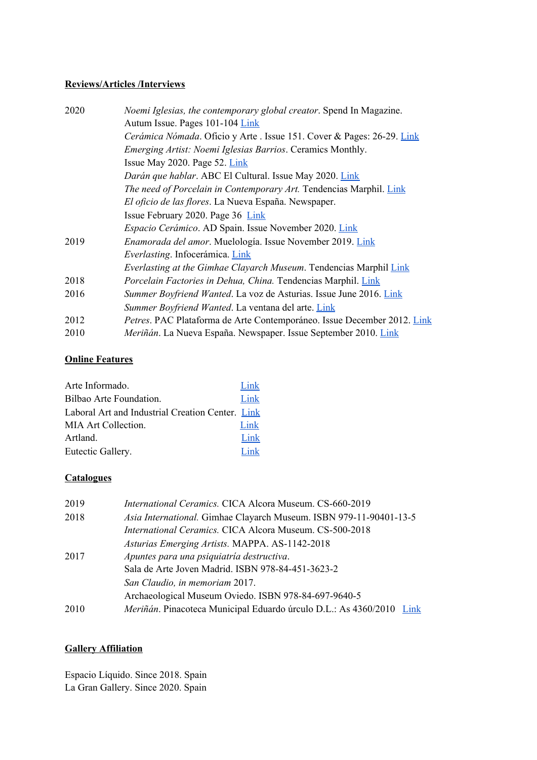## Reviews/Articles /Interviews

2020 *Noemi Iglesias, the contemporary global creator*. Spend In Magazine. Autum Issue. Pages 101-104 Link

*Cerámica Nómada*. Oficio y Arte . Issue 151. Cover & Pages: 26-29. Link

*Emerging Artist: Noemi Iglesias Barrios*. Ceramics Monthly. Issue May 2020. Page 52. Link

*Darán que hablar*. ABC El Cultural. Issue May 2020. Link

*The need of Porcelain in Contemporary Art.* Tendencias Marphil. Link

*El oficio de las flores*. La Nueva España. Newspaper. Issue February 2020. Page 36 Link

*Espacio Cerámico*. AD Spain. Issue November 2020. Link

2019 *Enamorada del amor*. Muelología. Issue November 2019. Link

*Everlasting*. Infocerámica. Link

*Everlasting at the Gimhae Clayarch Museum*. Tendencias Marphil Link

2018 *Porcelain Factories in Dehua, China.* Tendencias Marphil. Link

2016 *Summer Boyfriend Wanted*. La voz de Asturias. Issue June 2016. Link

*Summer Boyfriend Wanted*. La ventana del arte. Link

2012 *Petres*. PAC Plataforma de Arte Contemporáneo. Issue December 2012. Link

2010 *Meriñán*. La Nueva España. Newspaper. Issue September 2010. Link

## Online Features

Arte Informado. Link

Bilbao Arte Foundation. Link

Laboral Art and Industrial Creation Center. Link

MIA Art Collection. Link

Artland. Link

Eutectic Gallery. Link

## Catalogues

2019 *International Ceramics.* CICA Alcora Museum. CS-660-2019

2018 *Asia International.* Gimhae Clayarch Museum. ISBN 979-11-90401-13-5

*International Ceramics.* CICA Alcora Museum. CS-500-2018

*Asturias Emerging Artists.* MAPPA. AS-1142-2018

2017 *Apuntes para una psiquiatría destructiva*. Sala de Arte Joven Madrid. ISBN 978-84-451-3623-2

*San Claudio, in memoriam* 2017. Archaeological Museum Oviedo. ISBN 978-84-697-9640-5

2010 *Meriñán*. Pinacoteca Municipal Eduardo úrculo D.L.: As 4360/2010 Link

## Gallery Affiliation

Espacio Líquido. Since 2018. Spain

La Gran Gallery. Since 2020. Spain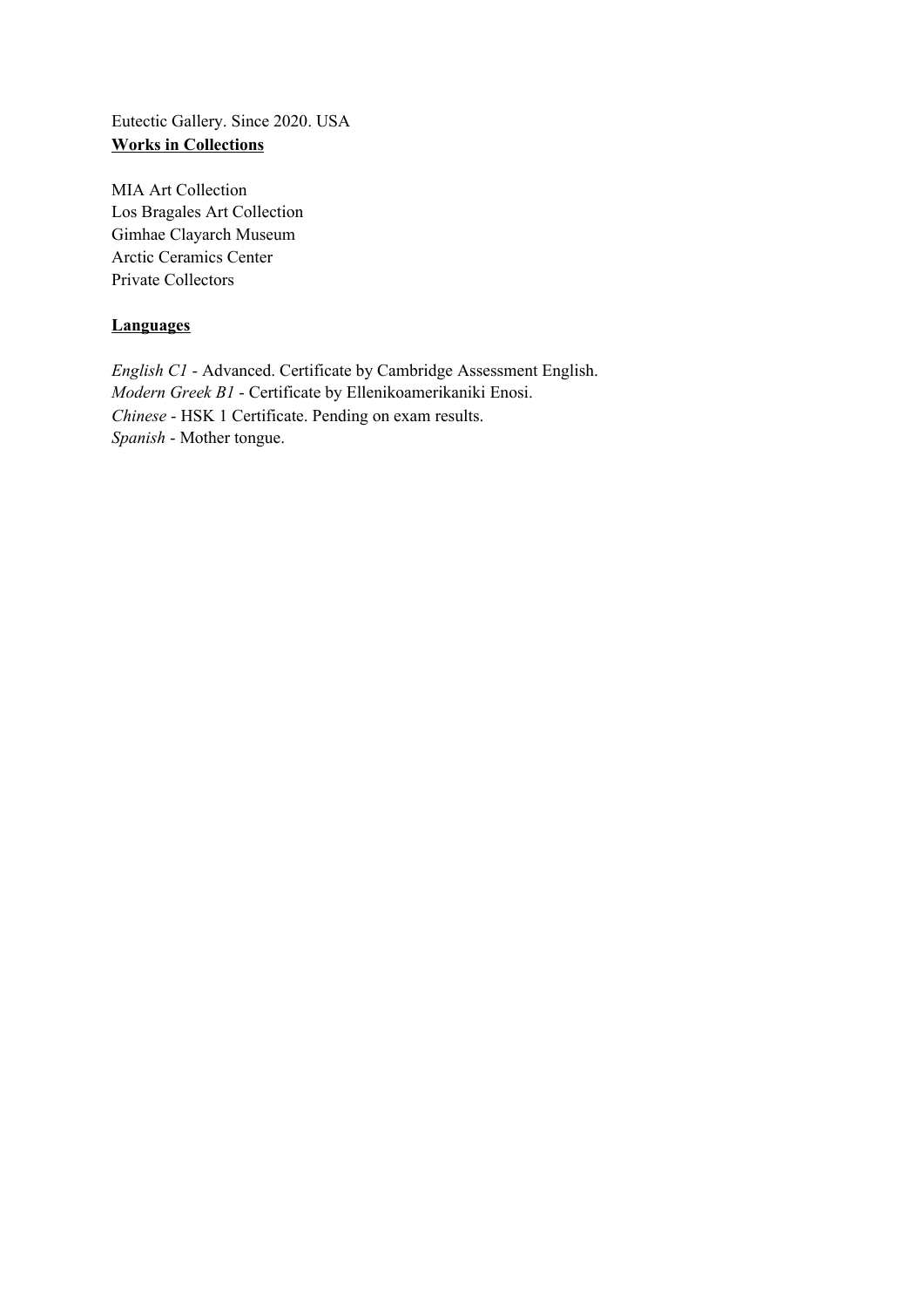Eutectic Gallery. Since 2020. USA

## **Works in Collections**

MIA Art Collection
Los Bragales Art Collection
Gimhae Clayarch Museum
Arctic Ceramics Center
Private Collectors

## **Languages**

*English C1* - Advanced. Certificate by Cambridge Assessment English.
*Modern Greek B1* - Certificate by Ellenikoamerikaniki Enosi.
*Chinese* - HSK 1 Certificate. Pending on exam results.
*Spanish* - Mother tongue.